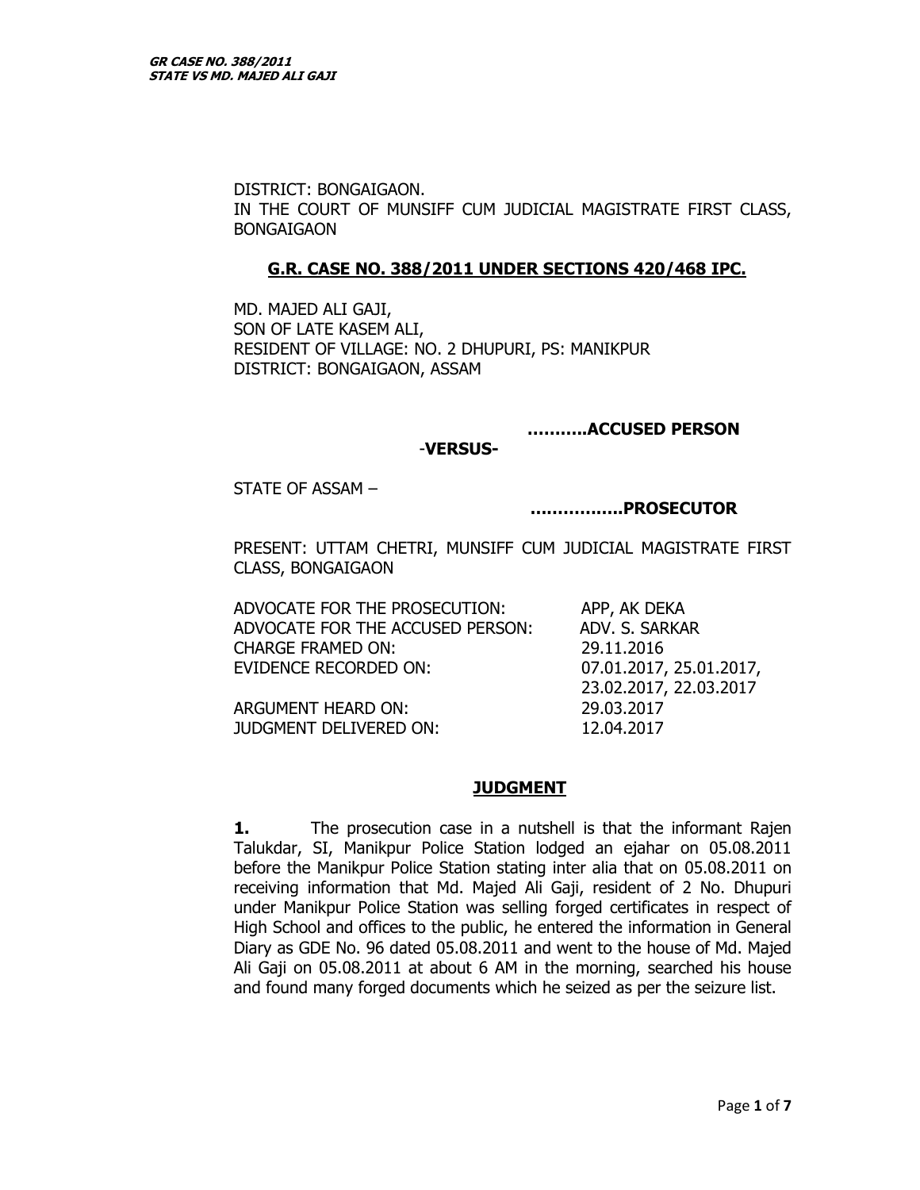DISTRICT: BONGAIGAON.
IN THE COURT OF MUNSIFF CUM JUDICIAL MAGISTRATE FIRST CLASS, BONGAIGAON

**G.R. CASE NO. 388/2011 UNDER SECTIONS 420/468 IPC.**

MD. MAJED ALI GAJI,
SON OF LATE KASEM ALI,
RESIDENT OF VILLAGE: NO. 2 DHUPURI, PS: MANIKPUR
DISTRICT: BONGAIGAON, ASSAM

**……….ACCUSED PERSON**

-**VERSUS-**

STATE OF ASSAM –

**…………….PROSECUTOR**

PRESENT: UTTAM CHETRI, MUNSIFF CUM JUDICIAL MAGISTRATE FIRST CLASS, BONGAIGAON

| | |
|---|---|
| ADVOCATE FOR THE PROSECUTION: | APP, AK DEKA |
| ADVOCATE FOR THE ACCUSED PERSON: | ADV. S. SARKAR |
| CHARGE FRAMED ON: | 29.11.2016 |
| EVIDENCE RECORDED ON: | 07.01.2017, 25.01.2017, 23.02.2017, 22.03.2017 |
| ARGUMENT HEARD ON: | 29.03.2017 |
| JUDGMENT DELIVERED ON: | 12.04.2017 |

**JUDGMENT**

**1.** The prosecution case in a nutshell is that the informant Rajen Talukdar, SI, Manikpur Police Station lodged an ejahar on 05.08.2011 before the Manikpur Police Station stating inter alia that on 05.08.2011 on receiving information that Md. Majed Ali Gaji, resident of 2 No. Dhupuri under Manikpur Police Station was selling forged certificates in respect of High School and offices to the public, he entered the information in General Diary as GDE No. 96 dated 05.08.2011 and went to the house of Md. Majed Ali Gaji on 05.08.2011 at about 6 AM in the morning, searched his house and found many forged documents which he seized as per the seizure list.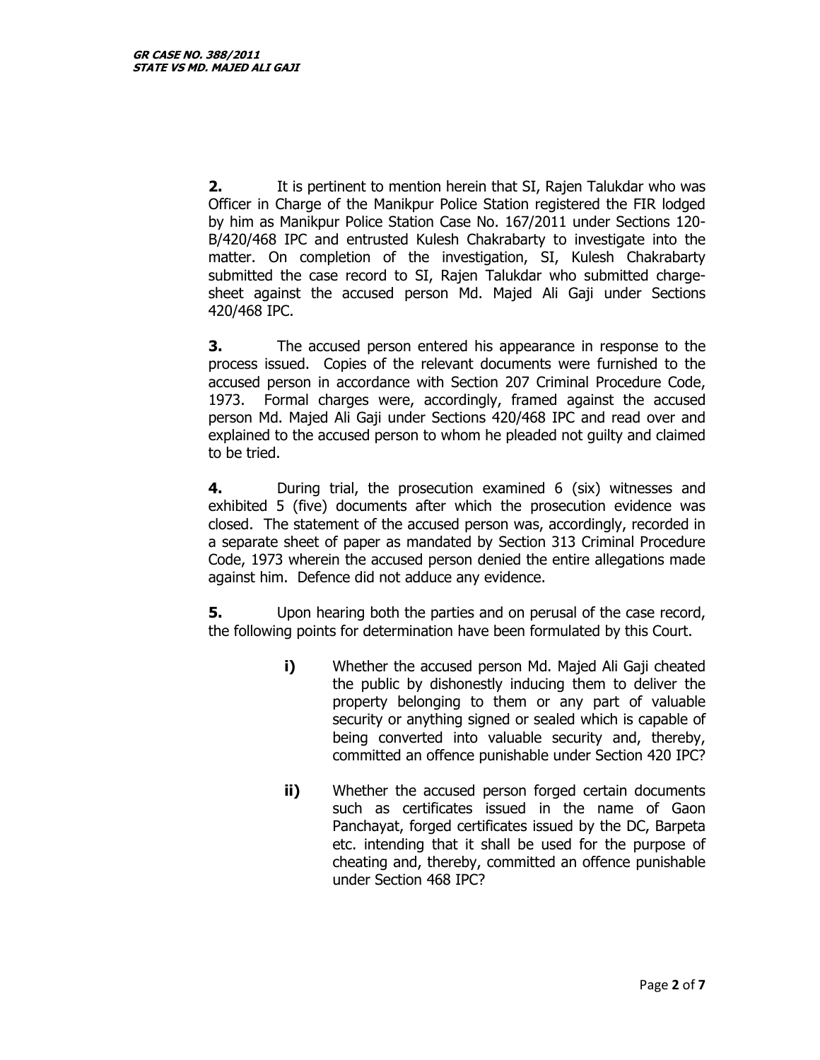**2.** It is pertinent to mention herein that SI, Rajen Talukdar who was Officer in Charge of the Manikpur Police Station registered the FIR lodged by him as Manikpur Police Station Case No. 167/2011 under Sections 120-B/420/468 IPC and entrusted Kulesh Chakrabarty to investigate into the matter. On completion of the investigation, SI, Kulesh Chakrabarty submitted the case record to SI, Rajen Talukdar who submitted charge-sheet against the accused person Md. Majed Ali Gaji under Sections 420/468 IPC.

**3.** The accused person entered his appearance in response to the process issued. Copies of the relevant documents were furnished to the accused person in accordance with Section 207 Criminal Procedure Code, 1973. Formal charges were, accordingly, framed against the accused person Md. Majed Ali Gaji under Sections 420/468 IPC and read over and explained to the accused person to whom he pleaded not guilty and claimed to be tried.

**4.** During trial, the prosecution examined 6 (six) witnesses and exhibited 5 (five) documents after which the prosecution evidence was closed. The statement of the accused person was, accordingly, recorded in a separate sheet of paper as mandated by Section 313 Criminal Procedure Code, 1973 wherein the accused person denied the entire allegations made against him. Defence did not adduce any evidence.

**5.** Upon hearing both the parties and on perusal of the case record, the following points for determination have been formulated by this Court.

> **i)** Whether the accused person Md. Majed Ali Gaji cheated the public by dishonestly inducing them to deliver the property belonging to them or any part of valuable security or anything signed or sealed which is capable of being converted into valuable security and, thereby, committed an offence punishable under Section 420 IPC?
>
> **ii)** Whether the accused person forged certain documents such as certificates issued in the name of Gaon Panchayat, forged certificates issued by the DC, Barpeta etc. intending that it shall be used for the purpose of cheating and, thereby, committed an offence punishable under Section 468 IPC?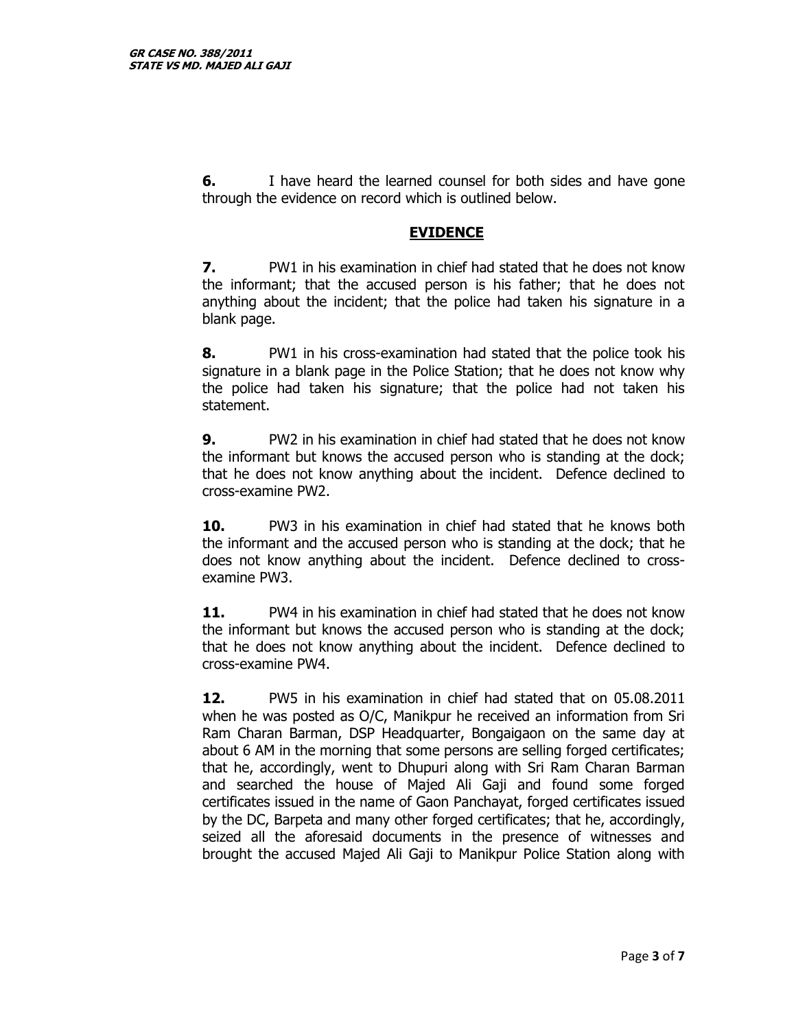**6.** I have heard the learned counsel for both sides and have gone through the evidence on record which is outlined below.

## EVIDENCE

**7.** PW1 in his examination in chief had stated that he does not know the informant; that the accused person is his father; that he does not anything about the incident; that the police had taken his signature in a blank page.

**8.** PW1 in his cross-examination had stated that the police took his signature in a blank page in the Police Station; that he does not know why the police had taken his signature; that the police had not taken his statement.

**9.** PW2 in his examination in chief had stated that he does not know the informant but knows the accused person who is standing at the dock; that he does not know anything about the incident. Defence declined to cross-examine PW2.

**10.** PW3 in his examination in chief had stated that he knows both the informant and the accused person who is standing at the dock; that he does not know anything about the incident. Defence declined to cross-examine PW3.

**11.** PW4 in his examination in chief had stated that he does not know the informant but knows the accused person who is standing at the dock; that he does not know anything about the incident. Defence declined to cross-examine PW4.

**12.** PW5 in his examination in chief had stated that on 05.08.2011 when he was posted as O/C, Manikpur he received an information from Sri Ram Charan Barman, DSP Headquarter, Bongaigaon on the same day at about 6 AM in the morning that some persons are selling forged certificates; that he, accordingly, went to Dhupuri along with Sri Ram Charan Barman and searched the house of Majed Ali Gaji and found some forged certificates issued in the name of Gaon Panchayat, forged certificates issued by the DC, Barpeta and many other forged certificates; that he, accordingly, seized all the aforesaid documents in the presence of witnesses and brought the accused Majed Ali Gaji to Manikpur Police Station along with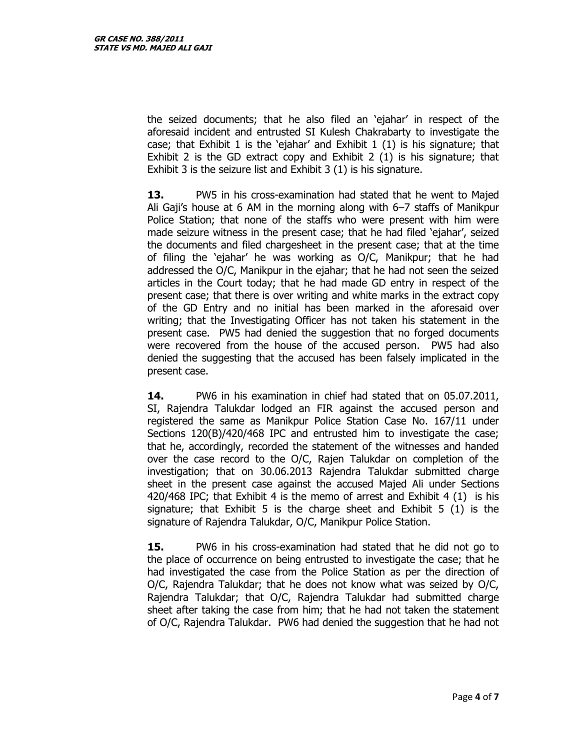the seized documents; that he also filed an 'ejahar' in respect of the aforesaid incident and entrusted SI Kulesh Chakrabarty to investigate the case; that Exhibit 1 is the 'ejahar' and Exhibit 1 (1) is his signature; that Exhibit 2 is the GD extract copy and Exhibit 2 (1) is his signature; that Exhibit 3 is the seizure list and Exhibit 3 (1) is his signature.

**13.** PW5 in his cross-examination had stated that he went to Majed Ali Gaji's house at 6 AM in the morning along with 6–7 staffs of Manikpur Police Station; that none of the staffs who were present with him were made seizure witness in the present case; that he had filed 'ejahar', seized the documents and filed chargesheet in the present case; that at the time of filing the 'ejahar' he was working as O/C, Manikpur; that he had addressed the O/C, Manikpur in the ejahar; that he had not seen the seized articles in the Court today; that he had made GD entry in respect of the present case; that there is over writing and white marks in the extract copy of the GD Entry and no initial has been marked in the aforesaid over writing; that the Investigating Officer has not taken his statement in the present case. PW5 had denied the suggestion that no forged documents were recovered from the house of the accused person. PW5 had also denied the suggesting that the accused has been falsely implicated in the present case.

**14.** PW6 in his examination in chief had stated that on 05.07.2011, SI, Rajendra Talukdar lodged an FIR against the accused person and registered the same as Manikpur Police Station Case No. 167/11 under Sections 120(B)/420/468 IPC and entrusted him to investigate the case; that he, accordingly, recorded the statement of the witnesses and handed over the case record to the O/C, Rajen Talukdar on completion of the investigation; that on 30.06.2013 Rajendra Talukdar submitted charge sheet in the present case against the accused Majed Ali under Sections 420/468 IPC; that Exhibit 4 is the memo of arrest and Exhibit 4 (1) is his signature; that Exhibit 5 is the charge sheet and Exhibit 5 (1) is the signature of Rajendra Talukdar, O/C, Manikpur Police Station.

**15.** PW6 in his cross-examination had stated that he did not go to the place of occurrence on being entrusted to investigate the case; that he had investigated the case from the Police Station as per the direction of O/C, Rajendra Talukdar; that he does not know what was seized by O/C, Rajendra Talukdar; that O/C, Rajendra Talukdar had submitted charge sheet after taking the case from him; that he had not taken the statement of O/C, Rajendra Talukdar. PW6 had denied the suggestion that he had not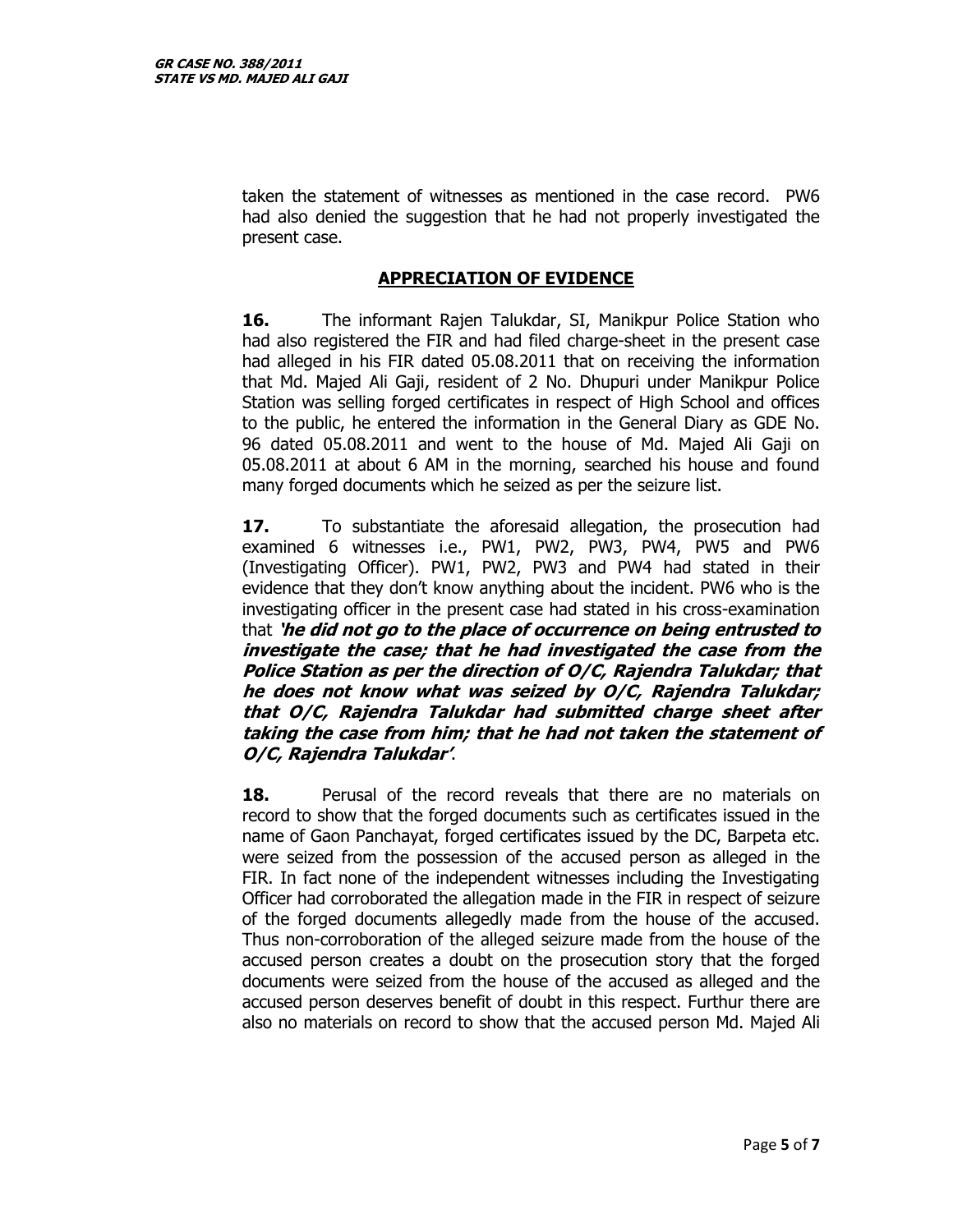taken the statement of witnesses as mentioned in the case record. PW6 had also denied the suggestion that he had not properly investigated the present case.

## APPRECIATION OF EVIDENCE

**16.** The informant Rajen Talukdar, SI, Manikpur Police Station who had also registered the FIR and had filed charge-sheet in the present case had alleged in his FIR dated 05.08.2011 that on receiving the information that Md. Majed Ali Gaji, resident of 2 No. Dhupuri under Manikpur Police Station was selling forged certificates in respect of High School and offices to the public, he entered the information in the General Diary as GDE No. 96 dated 05.08.2011 and went to the house of Md. Majed Ali Gaji on 05.08.2011 at about 6 AM in the morning, searched his house and found many forged documents which he seized as per the seizure list.

**17.** To substantiate the aforesaid allegation, the prosecution had examined 6 witnesses i.e., PW1, PW2, PW3, PW4, PW5 and PW6 (Investigating Officer). PW1, PW2, PW3 and PW4 had stated in their evidence that they don't know anything about the incident. PW6 who is the investigating officer in the present case had stated in his cross-examination that ***'he did not go to the place of occurrence on being entrusted to investigate the case; that he had investigated the case from the Police Station as per the direction of O/C, Rajendra Talukdar; that he does not know what was seized by O/C, Rajendra Talukdar; that O/C, Rajendra Talukdar had submitted charge sheet after taking the case from him; that he had not taken the statement of O/C, Rajendra Talukdar'***.

**18.** Perusal of the record reveals that there are no materials on record to show that the forged documents such as certificates issued in the name of Gaon Panchayat, forged certificates issued by the DC, Barpeta etc. were seized from the possession of the accused person as alleged in the FIR. In fact none of the independent witnesses including the Investigating Officer had corroborated the allegation made in the FIR in respect of seizure of the forged documents allegedly made from the house of the accused. Thus non-corroboration of the alleged seizure made from the house of the accused person creates a doubt on the prosecution story that the forged documents were seized from the house of the accused as alleged and the accused person deserves benefit of doubt in this respect. Furthur there are also no materials on record to show that the accused person Md. Majed Ali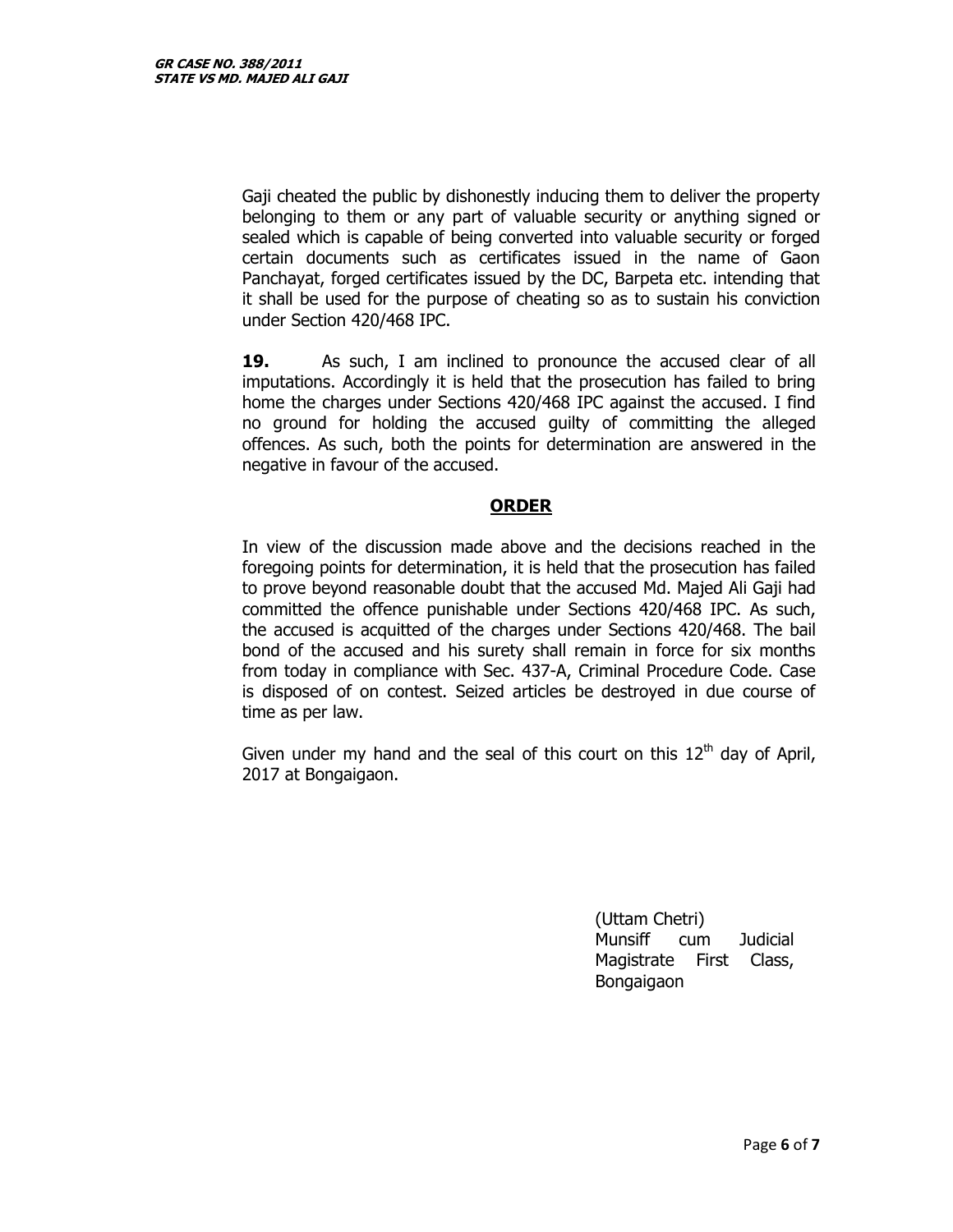Gaji cheated the public by dishonestly inducing them to deliver the property belonging to them or any part of valuable security or anything signed or sealed which is capable of being converted into valuable security or forged certain documents such as certificates issued in the name of Gaon Panchayat, forged certificates issued by the DC, Barpeta etc. intending that it shall be used for the purpose of cheating so as to sustain his conviction under Section 420/468 IPC.

**19.** As such, I am inclined to pronounce the accused clear of all imputations. Accordingly it is held that the prosecution has failed to bring home the charges under Sections 420/468 IPC against the accused. I find no ground for holding the accused guilty of committing the alleged offences. As such, both the points for determination are answered in the negative in favour of the accused.

## **ORDER**

In view of the discussion made above and the decisions reached in the foregoing points for determination, it is held that the prosecution has failed to prove beyond reasonable doubt that the accused Md. Majed Ali Gaji had committed the offence punishable under Sections 420/468 IPC. As such, the accused is acquitted of the charges under Sections 420/468. The bail bond of the accused and his surety shall remain in force for six months from today in compliance with Sec. 437-A, Criminal Procedure Code. Case is disposed of on contest. Seized articles be destroyed in due course of time as per law.

Given under my hand and the seal of this court on this 12th day of April, 2017 at Bongaigaon.

(Uttam Chetri)
Munsiff cum Judicial Magistrate First Class,
Bongaigaon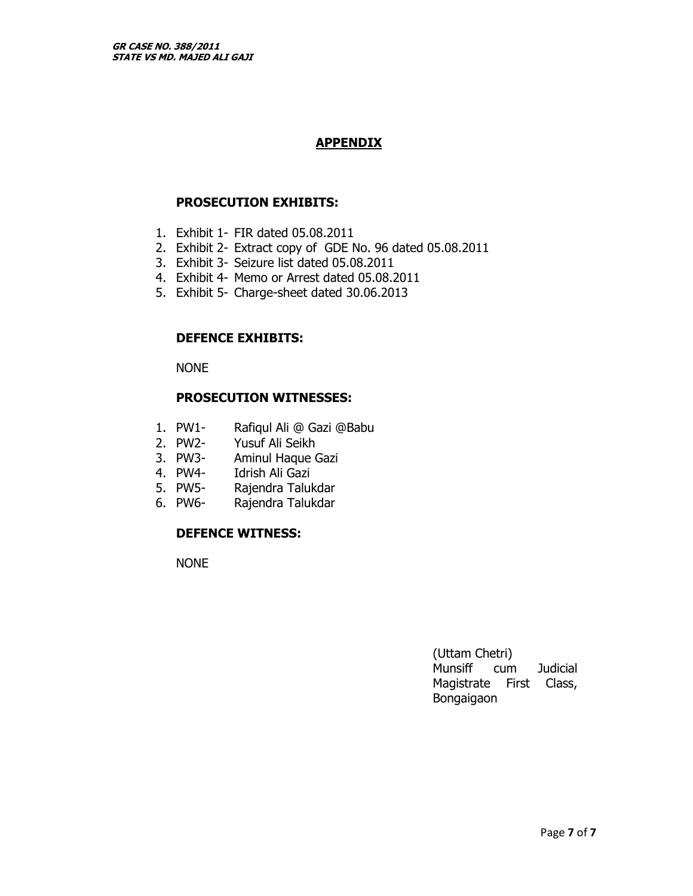## APPENDIX

### PROSECUTION EXHIBITS:

1. Exhibit 1- FIR dated 05.08.2011
2. Exhibit 2- Extract copy of GDE No. 96 dated 05.08.2011
3. Exhibit 3- Seizure list dated 05.08.2011
4. Exhibit 4- Memo or Arrest dated 05.08.2011
5. Exhibit 5- Charge-sheet dated 30.06.2013

### DEFENCE EXHIBITS:

NONE

### PROSECUTION WITNESSES:

1. PW1- Rafiqul Ali @ Gazi @Babu
2. PW2- Yusuf Ali Seikh
3. PW3- Aminul Haque Gazi
4. PW4- Idrish Ali Gazi
5. PW5- Rajendra Talukdar
6. PW6- Rajendra Talukdar

### DEFENCE WITNESS:

NONE

(Uttam Chetri)
Munsiff cum Judicial Magistrate First Class,
Bongaigaon